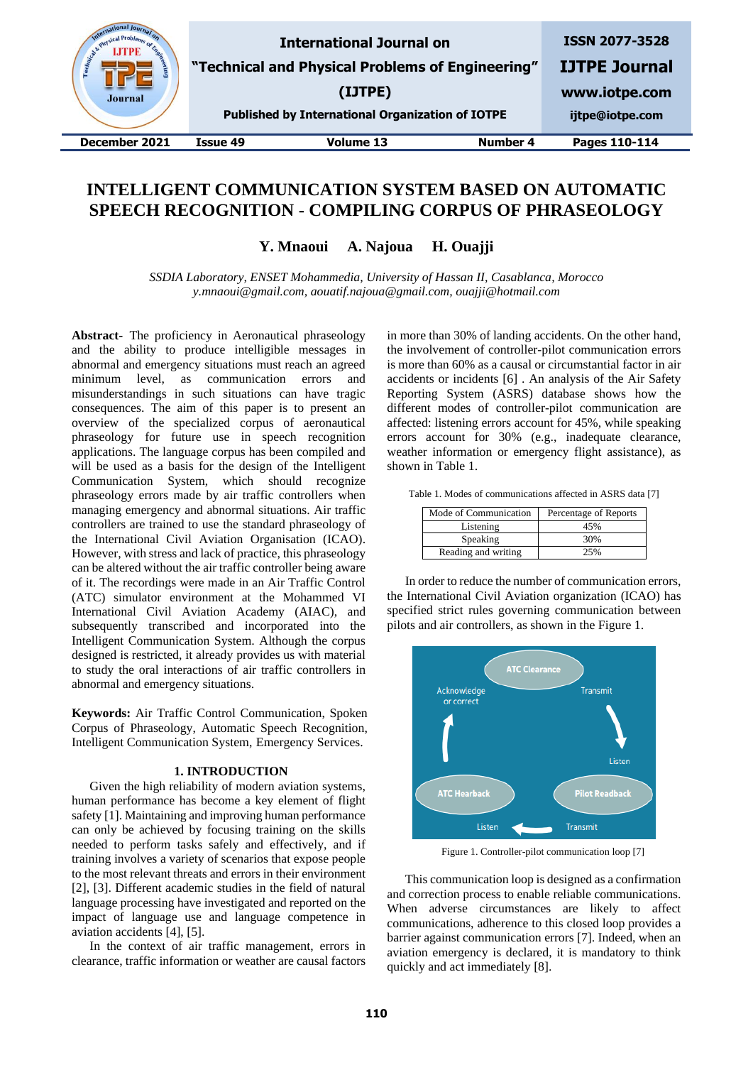# INTELLIGENT COMMUNICATION SYSTEM BASED ON AUTOMATIC SPEECH RECOGNITION - COMPILING CORPUS OF PHRASEOLOGY

**Y. Mnaoui  A. Najoua  H. Ouajji**

*SSDIA Laboratory, ENSET Mohammedia, University of Hassan II, Casablanca, Morocco*
*y.mnaoui@gmail.com, aouatif.najoua@gmail.com, ouajji@hotmail.com*

**Abstract-** The proficiency in Aeronautical phraseology and the ability to produce intelligible messages in abnormal and emergency situations must reach an agreed minimum level, as communication errors and misunderstandings in such situations can have tragic consequences. The aim of this paper is to present an overview of the specialized corpus of aeronautical phraseology for future use in speech recognition applications. The language corpus has been compiled and will be used as a basis for the design of the Intelligent Communication System, which should recognize phraseology errors made by air traffic controllers when managing emergency and abnormal situations. Air traffic controllers are trained to use the standard phraseology of the International Civil Aviation Organisation (ICAO). However, with stress and lack of practice, this phraseology can be altered without the air traffic controller being aware of it. The recordings were made in an Air Traffic Control (ATC) simulator environment at the Mohammed VI International Civil Aviation Academy (AIAC), and subsequently transcribed and incorporated into the Intelligent Communication System. Although the corpus designed is restricted, it already provides us with material to study the oral interactions of air traffic controllers in abnormal and emergency situations.

**Keywords:** Air Traffic Control Communication, Spoken Corpus of Phraseology, Automatic Speech Recognition, Intelligent Communication System, Emergency Services.

## 1. INTRODUCTION

Given the high reliability of modern aviation systems, human performance has become a key element of flight safety [1]. Maintaining and improving human performance can only be achieved by focusing training on the skills needed to perform tasks safely and effectively, and if training involves a variety of scenarios that expose people to the most relevant threats and errors in their environment [2], [3]. Different academic studies in the field of natural language processing have investigated and reported on the impact of language use and language competence in aviation accidents [4], [5].

In the context of air traffic management, errors in clearance, traffic information or weather are causal factors in more than 30% of landing accidents. On the other hand, the involvement of controller-pilot communication errors is more than 60% as a causal or circumstantial factor in air accidents or incidents [6] . An analysis of the Air Safety Reporting System (ASRS) database shows how the different modes of controller-pilot communication are affected: listening errors account for 45%, while speaking errors account for 30% (e.g., inadequate clearance, weather information or emergency flight assistance), as shown in Table 1.

Table 1. Modes of communications affected in ASRS data [7]

| Mode of Communication | Percentage of Reports |
|---|---|
| Listening | 45% |
| Speaking | 30% |
| Reading and writing | 25% |

In order to reduce the number of communication errors, the International Civil Aviation organization (ICAO) has specified strict rules governing communication between pilots and air controllers, as shown in the Figure 1.

Figure 1. Controller-pilot communication loop [7]

This communication loop is designed as a confirmation and correction process to enable reliable communications. When adverse circumstances are likely to affect communications, adherence to this closed loop provides a barrier against communication errors [7]. Indeed, when an aviation emergency is declared, it is mandatory to think quickly and act immediately [8].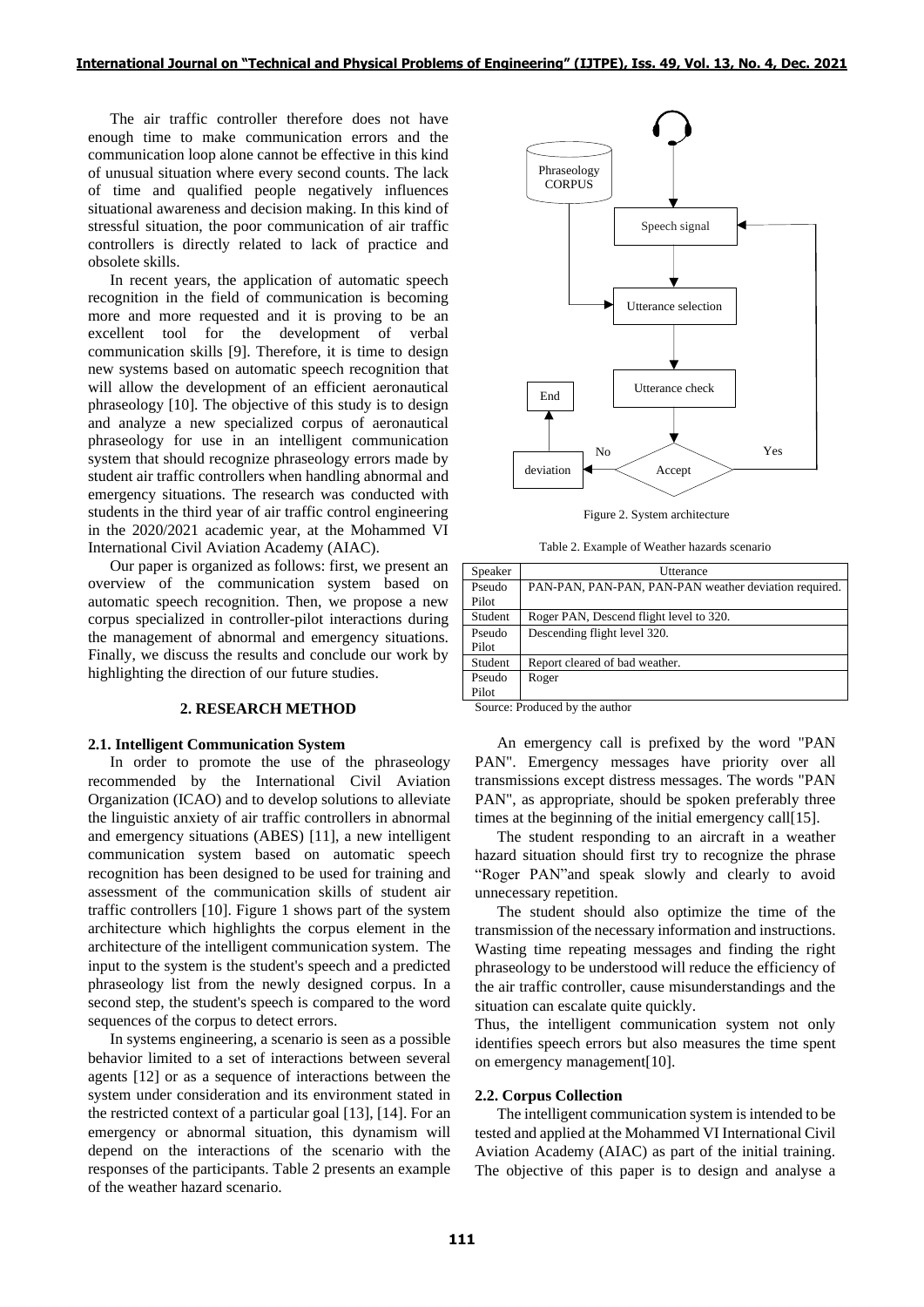The air traffic controller therefore does not have enough time to make communication errors and the communication loop alone cannot be effective in this kind of unusual situation where every second counts. The lack of time and qualified people negatively influences situational awareness and decision making. In this kind of stressful situation, the poor communication of air traffic controllers is directly related to lack of practice and obsolete skills.

In recent years, the application of automatic speech recognition in the field of communication is becoming more and more requested and it is proving to be an excellent tool for the development of verbal communication skills [9]. Therefore, it is time to design new systems based on automatic speech recognition that will allow the development of an efficient aeronautical phraseology [10]. The objective of this study is to design and analyze a new specialized corpus of aeronautical phraseology for use in an intelligent communication system that should recognize phraseology errors made by student air traffic controllers when handling abnormal and emergency situations. The research was conducted with students in the third year of air traffic control engineering in the 2020/2021 academic year, at the Mohammed VI International Civil Aviation Academy (AIAC).

Our paper is organized as follows: first, we present an overview of the communication system based on automatic speech recognition. Then, we propose a new corpus specialized in controller-pilot interactions during the management of abnormal and emergency situations. Finally, we discuss the results and conclude our work by highlighting the direction of our future studies.

## 2. RESEARCH METHOD

### 2.1. Intelligent Communication System

In order to promote the use of the phraseology recommended by the International Civil Aviation Organization (ICAO) and to develop solutions to alleviate the linguistic anxiety of air traffic controllers in abnormal and emergency situations (ABES) [11], a new intelligent communication system based on automatic speech recognition has been designed to be used for training and assessment of the communication skills of student air traffic controllers [10]. Figure 1 shows part of the system architecture which highlights the corpus element in the architecture of the intelligent communication system. The input to the system is the student's speech and a predicted phraseology list from the newly designed corpus. In a second step, the student's speech is compared to the word sequences of the corpus to detect errors.

In systems engineering, a scenario is seen as a possible behavior limited to a set of interactions between several agents [12] or as a sequence of interactions between the system under consideration and its environment stated in the restricted context of a particular goal [13], [14]. For an emergency or abnormal situation, this dynamism will depend on the interactions of the scenario with the responses of the participants. Table 2 presents an example of the weather hazard scenario.

Phraseology CORPUS — Speech signal — Utterance selection — Utterance check — Accept — Yes / No — deviation — End

Figure 2. System architecture

Table 2. Example of Weather hazards scenario

| Speaker | Utterance |
|---|---|
| Pseudo Pilot | PAN-PAN, PAN-PAN, PAN-PAN weather deviation required. |
| Student | Roger PAN, Descend flight level to 320. |
| Pseudo Pilot | Descending flight level 320. |
| Student | Report cleared of bad weather. |
| Pseudo Pilot | Roger |

Source: Produced by the author

An emergency call is prefixed by the word "PAN PAN". Emergency messages have priority over all transmissions except distress messages. The words "PAN PAN", as appropriate, should be spoken preferably three times at the beginning of the initial emergency call[15].

The student responding to an aircraft in a weather hazard situation should first try to recognize the phrase "Roger PAN"and speak slowly and clearly to avoid unnecessary repetition.

The student should also optimize the time of the transmission of the necessary information and instructions. Wasting time repeating messages and finding the right phraseology to be understood will reduce the efficiency of the air traffic controller, cause misunderstandings and the situation can escalate quite quickly.

Thus, the intelligent communication system not only identifies speech errors but also measures the time spent on emergency management[10].

### 2.2. Corpus Collection

The intelligent communication system is intended to be tested and applied at the Mohammed VI International Civil Aviation Academy (AIAC) as part of the initial training. The objective of this paper is to design and analyse a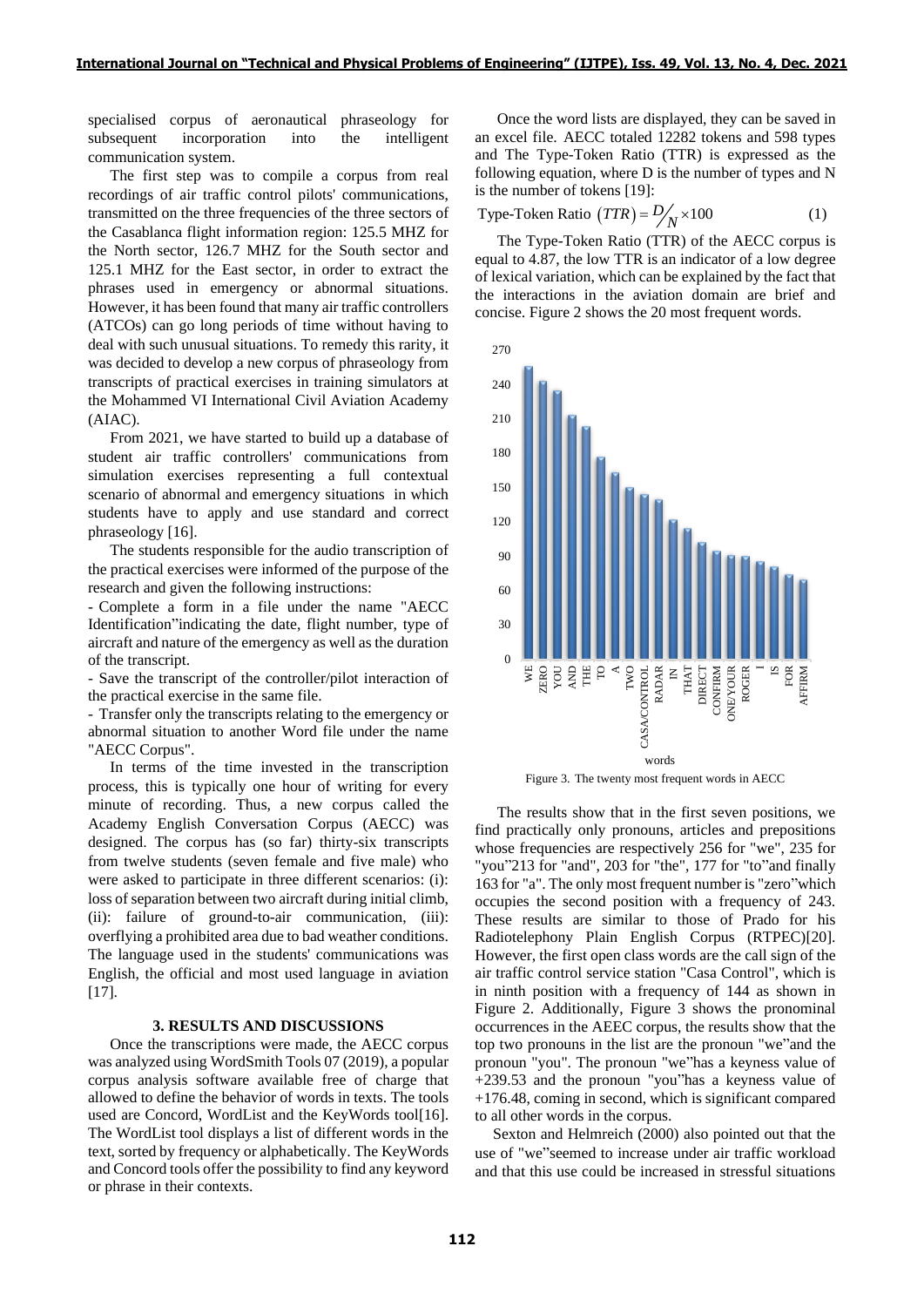specialised corpus of aeronautical phraseology for subsequent incorporation into the intelligent communication system.

The first step was to compile a corpus from real recordings of air traffic control pilots' communications, transmitted on the three frequencies of the three sectors of the Casablanca flight information region: 125.5 MHZ for the North sector, 126.7 MHZ for the South sector and 125.1 MHZ for the East sector, in order to extract the phrases used in emergency or abnormal situations. However, it has been found that many air traffic controllers (ATCOs) can go long periods of time without having to deal with such unusual situations. To remedy this rarity, it was decided to develop a new corpus of phraseology from transcripts of practical exercises in training simulators at the Mohammed VI International Civil Aviation Academy (AIAC).

From 2021, we have started to build up a database of student air traffic controllers' communications from simulation exercises representing a full contextual scenario of abnormal and emergency situations in which students have to apply and use standard and correct phraseology [16].

The students responsible for the audio transcription of the practical exercises were informed of the purpose of the research and given the following instructions:

- Complete a form in a file under the name "AECC Identification"indicating the date, flight number, type of aircraft and nature of the emergency as well as the duration of the transcript.
- Save the transcript of the controller/pilot interaction of the practical exercise in the same file.
- Transfer only the transcripts relating to the emergency or abnormal situation to another Word file under the name "AECC Corpus".

In terms of the time invested in the transcription process, this is typically one hour of writing for every minute of recording. Thus, a new corpus called the Academy English Conversation Corpus (AECC) was designed. The corpus has (so far) thirty-six transcripts from twelve students (seven female and five male) who were asked to participate in three different scenarios: (i): loss of separation between two aircraft during initial climb, (ii): failure of ground-to-air communication, (iii): overflying a prohibited area due to bad weather conditions. The language used in the students' communications was English, the official and most used language in aviation [17].

## 3. RESULTS AND DISCUSSIONS

Once the transcriptions were made, the AECC corpus was analyzed using WordSmith Tools 07 (2019), a popular corpus analysis software available free of charge that allowed to define the behavior of words in texts. The tools used are Concord, WordList and the KeyWords tool[16]. The WordList tool displays a list of different words in the text, sorted by frequency or alphabetically. The KeyWords and Concord tools offer the possibility to find any keyword or phrase in their contexts.

Once the word lists are displayed, they can be saved in an excel file. AECC totaled 12282 tokens and 598 types and The Type-Token Ratio (TTR) is expressed as the following equation, where D is the number of types and N is the number of tokens [19]:

$$\text{Type-Token Ratio } (TTR) = D/N \times 100 \qquad (1)$$

The Type-Token Ratio (TTR) of the AECC corpus is equal to 4.87, the low TTR is an indicator of a low degree of lexical variation, which can be explained by the fact that the interactions in the aviation domain are brief and concise. Figure 2 shows the 20 most frequent words.

Figure 3. The twenty most frequent words in AECC

The results show that in the first seven positions, we find practically only pronouns, articles and prepositions whose frequencies are respectively 256 for "we", 235 for "you"213 for "and", 203 for "the", 177 for "to"and finally 163 for "a". The only most frequent number is "zero"which occupies the second position with a frequency of 243. These results are similar to those of Prado for his Radiotelephony Plain English Corpus (RTPEC)[20]. However, the first open class words are the call sign of the air traffic control service station "Casa Control", which is in ninth position with a frequency of 144 as shown in Figure 2. Additionally, Figure 3 shows the pronominal occurrences in the AEEC corpus, the results show that the top two pronouns in the list are the pronoun "we"and the pronoun "you". The pronoun "we"has a keyness value of +239.53 and the pronoun "you"has a keyness value of +176.48, coming in second, which is significant compared to all other words in the corpus.

Sexton and Helmreich (2000) also pointed out that the use of "we"seemed to increase under air traffic workload and that this use could be increased in stressful situations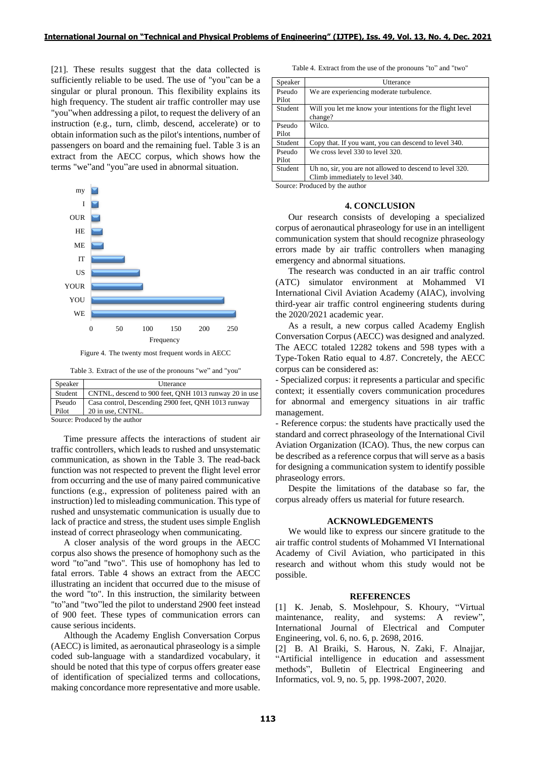[21]. These results suggest that the data collected is sufficiently reliable to be used. The use of "you"can be a singular or plural pronoun. This flexibility explains its high frequency. The student air traffic controller may use "you"when addressing a pilot, to request the delivery of an instruction (e.g., turn, climb, descend, accelerate) or to obtain information such as the pilot's intentions, number of passengers on board and the remaining fuel. Table 3 is an extract from the AECC corpus, which shows how the terms "we"and "you"are used in abnormal situation.

Figure 4. The twenty most frequent words in AECC

Table 3. Extract of the use of the pronouns "we" and "you"

| Speaker | Utterance |
|---|---|
| Student | CNTNL, descend to 900 feet, QNH 1013 runway 20 in use |
| Pseudo Pilot | Casa control, Descending 2900 feet, QNH 1013 runway 20 in use, CNTNL. |

Source: Produced by the author

Time pressure affects the interactions of student air traffic controllers, which leads to rushed and unsystematic communication, as shown in the Table 3. The read-back function was not respected to prevent the flight level error from occurring and the use of many paired communicative functions (e.g., expression of politeness paired with an instruction) led to misleading communication. This type of rushed and unsystematic communication is usually due to lack of practice and stress, the student uses simple English instead of correct phraseology when communicating.

A closer analysis of the word groups in the AECC corpus also shows the presence of homophony such as the word "to"and "two". This use of homophony has led to fatal errors. Table 4 shows an extract from the AECC illustrating an incident that occurred due to the misuse of the word "to". In this instruction, the similarity between "to"and "two"led the pilot to understand 2900 feet instead of 900 feet. These types of communication errors can cause serious incidents.

Although the Academy English Conversation Corpus (AECC) is limited, as aeronautical phraseology is a simple coded sub-language with a standardized vocabulary, it should be noted that this type of corpus offers greater ease of identification of specialized terms and collocations, making concordance more representative and more usable.

Table 4. Extract from the use of the pronouns "to" and "two"

| Speaker | Utterance |
|---|---|
| Pseudo Pilot | We are experiencing moderate turbulence. |
| Student | Will you let me know your intentions for the flight level change? |
| Pseudo Pilot | Wilco. |
| Student | Copy that. If you want, you can descend to level 340. |
| Pseudo Pilot | We cross level 330 to level 320. |
| Student | Uh no, sir, you are not allowed to descend to level 320. Climb immediately to level 340. |

Source: Produced by the author

## 4. CONCLUSION

Our research consists of developing a specialized corpus of aeronautical phraseology for use in an intelligent communication system that should recognize phraseology errors made by air traffic controllers when managing emergency and abnormal situations.

The research was conducted in an air traffic control (ATC) simulator environment at Mohammed VI International Civil Aviation Academy (AIAC), involving third-year air traffic control engineering students during the 2020/2021 academic year.

As a result, a new corpus called Academy English Conversation Corpus (AECC) was designed and analyzed. The AECC totaled 12282 tokens and 598 types with a Type-Token Ratio equal to 4.87. Concretely, the AECC corpus can be considered as:

- Specialized corpus: it represents a particular and specific context; it essentially covers communication procedures for abnormal and emergency situations in air traffic management.

- Reference corpus: the students have practically used the standard and correct phraseology of the International Civil Aviation Organization (ICAO). Thus, the new corpus can be described as a reference corpus that will serve as a basis for designing a communication system to identify possible phraseology errors.

Despite the limitations of the database so far, the corpus already offers us material for future research.

## ACKNOWLEDGEMENTS

We would like to express our sincere gratitude to the air traffic control students of Mohammed VI International Academy of Civil Aviation, who participated in this research and without whom this study would not be possible.

## REFERENCES

[1] K. Jenab, S. Moslehpour, S. Khoury, "Virtual maintenance, reality, and systems: A review", International Journal of Electrical and Computer Engineering, vol. 6, no. 6, p. 2698, 2016.

[2] B. Al Braiki, S. Harous, N. Zaki, F. Alnajjar, "Artificial intelligence in education and assessment methods", Bulletin of Electrical Engineering and Informatics, vol. 9, no. 5, pp. 1998-2007, 2020.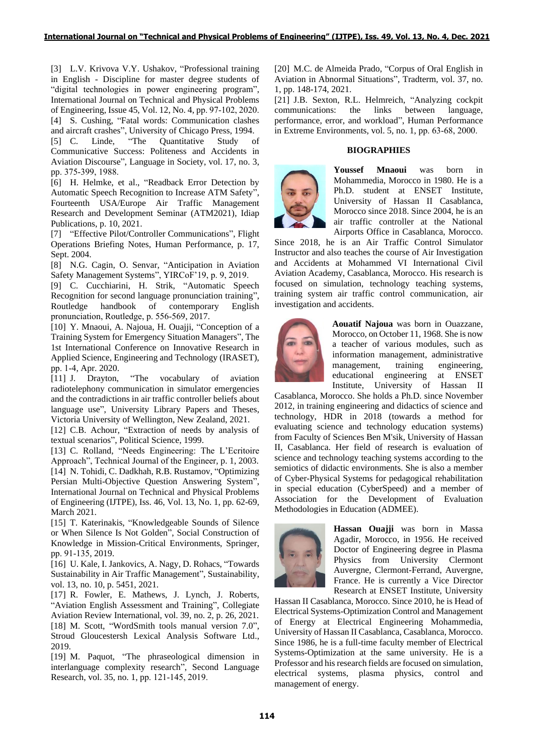[3] L.V. Krivova V.Y. Ushakov, "Professional training in English - Discipline for master degree students of "digital technologies in power engineering program", International Journal on Technical and Physical Problems of Engineering, Issue 45, Vol. 12, No. 4, pp. 97-102, 2020.

[4] S. Cushing, "Fatal words: Communication clashes and aircraft crashes", University of Chicago Press, 1994.

[5] C. Linde, "The Quantitative Study of Communicative Success: Politeness and Accidents in Aviation Discourse", Language in Society, vol. 17, no. 3, pp. 375-399, 1988.

[6] H. Helmke, et al., "Readback Error Detection by Automatic Speech Recognition to Increase ATM Safety", Fourteenth USA/Europe Air Traffic Management Research and Development Seminar (ATM2021), Idiap Publications, p. 10, 2021.

[7] "Effective Pilot/Controller Communications", Flight Operations Briefing Notes, Human Performance, p. 17, Sept. 2004.

[8] N.G. Cagin, O. Senvar, "Anticipation in Aviation Safety Management Systems", YIRCoF'19, p. 9, 2019.

[9] C. Cucchiarini, H. Strik, "Automatic Speech Recognition for second language pronunciation training", Routledge handbook of contemporary English pronunciation, Routledge, p. 556-569, 2017.

[10] Y. Mnaoui, A. Najoua, H. Ouajji, "Conception of a Training System for Emergency Situation Managers", The 1st International Conference on Innovative Research in Applied Science, Engineering and Technology (IRASET), pp. 1-4, Apr. 2020.

[11] J. Drayton, "The vocabulary of aviation radiotelephony communication in simulator emergencies and the contradictions in air traffic controller beliefs about language use", University Library Papers and Theses, Victoria University of Wellington, New Zealand, 2021.

[12] C.B. Achour, "Extraction of needs by analysis of textual scenarios", Political Science, 1999.

[13] C. Rolland, "Needs Engineering: The L'Ecritoire Approach", Technical Journal of the Engineer, p. 1, 2003.

[14] N. Tohidi, C. Dadkhah, R.B. Rustamov, "Optimizing Persian Multi-Objective Question Answering System", International Journal on Technical and Physical Problems of Engineering (IJTPE), Iss. 46, Vol. 13, No. 1, pp. 62-69, March 2021.

[15] T. Katerinakis, "Knowledgeable Sounds of Silence or When Silence Is Not Golden", Social Construction of Knowledge in Mission-Critical Environments, Springer, pp. 91-135, 2019.

[16] U. Kale, I. Jankovics, A. Nagy, D. Rohacs, "Towards Sustainability in Air Traffic Management", Sustainability, vol. 13, no. 10, p. 5451, 2021.

[17] R. Fowler, E. Mathews, J. Lynch, J. Roberts, "Aviation English Assessment and Training", Collegiate Aviation Review International, vol. 39, no. 2, p. 26, 2021.

[18] M. Scott, "WordSmith tools manual version 7.0", Stroud Gloucestersh Lexical Analysis Software Ltd., 2019.

[19] M. Paquot, "The phraseological dimension in interlanguage complexity research", Second Language Research, vol. 35, no. 1, pp. 121-145, 2019.

[20] M.C. de Almeida Prado, "Corpus of Oral English in Aviation in Abnormal Situations", Tradterm, vol. 37, no. 1, pp. 148-174, 2021.

[21] J.B. Sexton, R.L. Helmreich, "Analyzing cockpit communications: the links between language, performance, error, and workload", Human Performance in Extreme Environments, vol. 5, no. 1, pp. 63-68, 2000.

## BIOGRAPHIES

**Youssef Mnaoui** was born in Mohammedia, Morocco in 1980. He is a Ph.D. student at ENSET Institute, University of Hassan II Casablanca, Morocco since 2018. Since 2004, he is an air traffic controller at the National Airports Office in Casablanca, Morocco. Since 2018, he is an Air Traffic Control Simulator Instructor and also teaches the course of Air Investigation and Accidents at Mohammed VI International Civil Aviation Academy, Casablanca, Morocco. His research is focused on simulation, technology teaching systems, training system air traffic control communication, air investigation and accidents.

**Aouatif Najoua** was born in Ouazzane, Morocco, on October 11, 1968. She is now a teacher of various modules, such as information management, administrative management, training engineering, educational engineering at ENSET Institute, University of Hassan II Casablanca, Morocco. She holds a Ph.D. since November 2012, in training engineering and didactics of science and technology, HDR in 2018 (towards a method for evaluating science and technology education systems) from Faculty of Sciences Ben M'sik, University of Hassan II, Casablanca. Her field of research is evaluation of science and technology teaching systems according to the semiotics of didactic environments. She is also a member of Cyber-Physical Systems for pedagogical rehabilitation in special education (CyberSpeed) and a member of Association for the Development of Evaluation Methodologies in Education (ADMEE).

**Hassan Ouajji** was born in Massa Agadir, Morocco, in 1956. He received Doctor of Engineering degree in Plasma Physics from University Clermont Auvergne, Clermont-Ferrand, Auvergne, France. He is currently a Vice Director Research at ENSET Institute, University Hassan II Casablanca, Morocco. Since 2010, he is Head of Electrical Systems-Optimization Control and Management of Energy at Electrical Engineering Mohammedia, University of Hassan II Casablanca, Casablanca, Morocco. Since 1986, he is a full-time faculty member of Electrical Systems-Optimization at the same university. He is a Professor and his research fields are focused on simulation, electrical systems, plasma physics, control and management of energy.